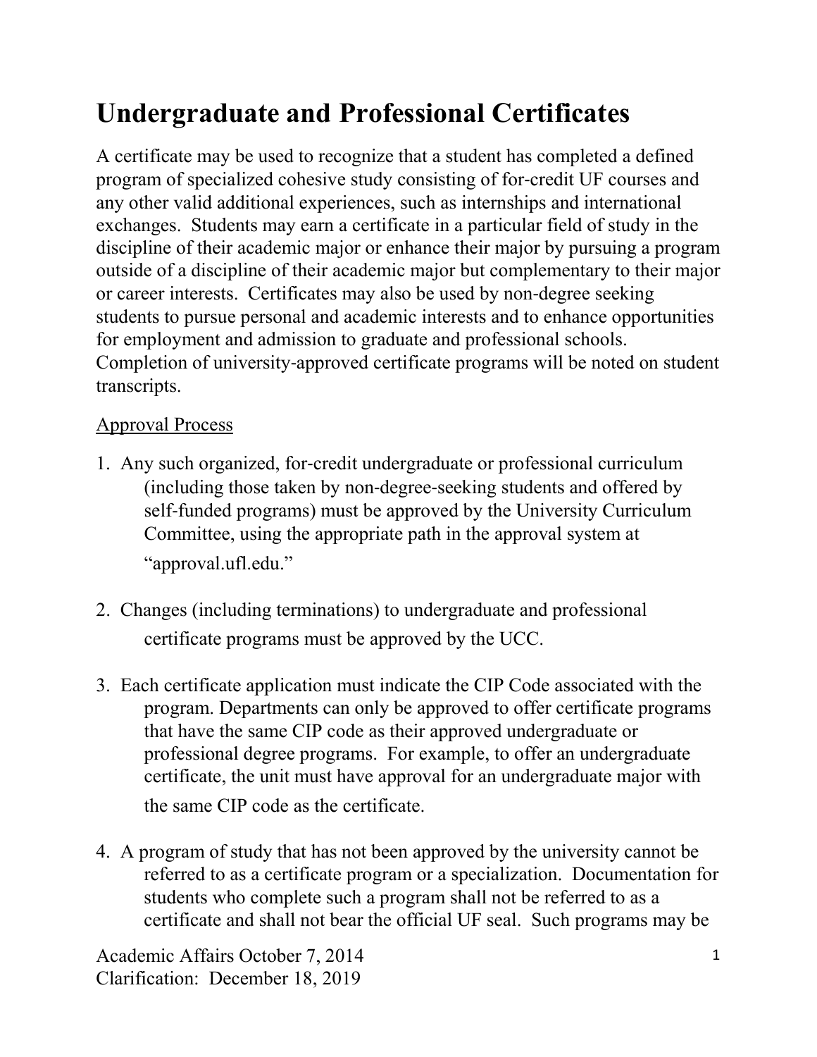# Undergraduate and Professional Certificates

A certificate may be used to recognize that a student has completed a defined program of specialized cohesive study consisting of for-credit UF courses and any other valid additional experiences, such as internships and international exchanges. Students may earn a certificate in a particular field of study in the discipline of their academic major or enhance their major by pursuing a program outside of a discipline of their academic major but complementary to their major or career interests. Certificates may also be used by non-degree seeking students to pursue personal and academic interests and to enhance opportunities for employment and admission to graduate and professional schools. Completion of university-approved certificate programs will be noted on student transcripts.

<u>Approval Process</u>

1. Any such organized, for-credit undergraduate or professional curriculum (including those taken by non-degree-seeking students and offered by self-funded programs) must be approved by the University Curriculum Committee, using the appropriate path in the approval system at "approval.ufl.edu."

2. Changes (including terminations) to undergraduate and professional certificate programs must be approved by the UCC.

3. Each certificate application must indicate the CIP Code associated with the program. Departments can only be approved to offer certificate programs that have the same CIP code as their approved undergraduate or professional degree programs. For example, to offer an undergraduate certificate, the unit must have approval for an undergraduate major with the same CIP code as the certificate.

4. A program of study that has not been approved by the university cannot be referred to as a certificate program or a specialization. Documentation for students who complete such a program shall not be referred to as a certificate and shall not bear the official UF seal. Such programs may be

Academic Affairs October 7, 2014
Clarification: December 18, 2019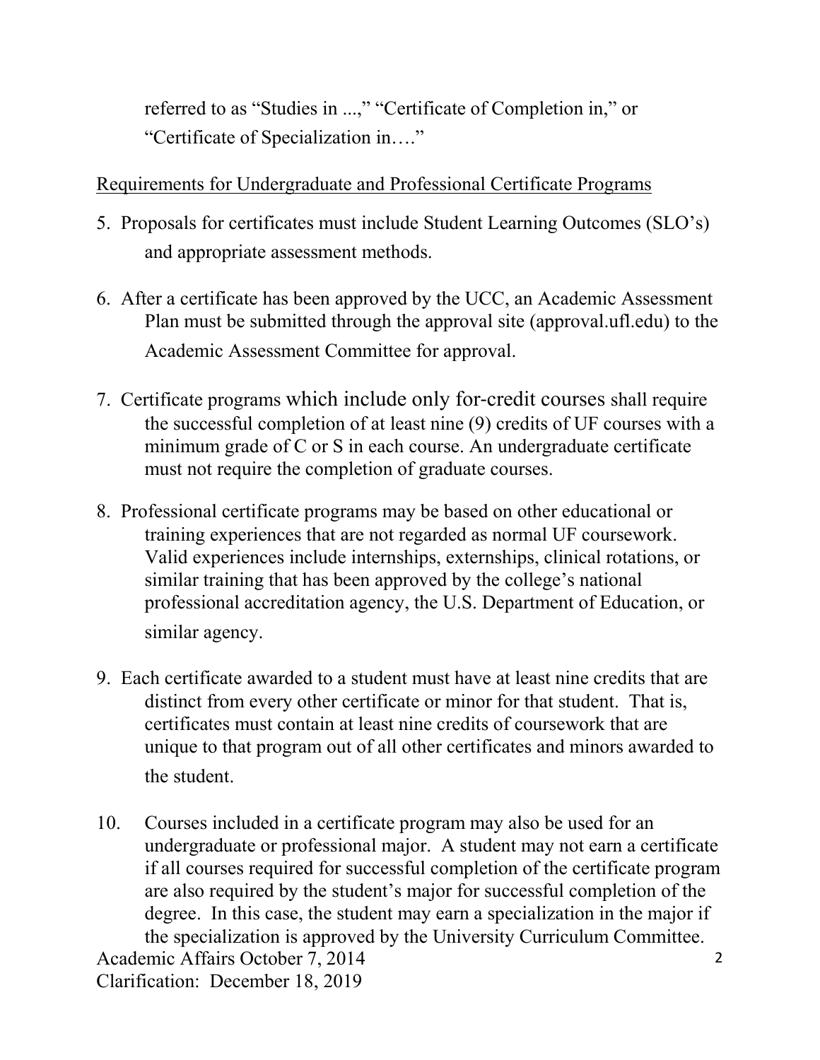referred to as "Studies in ...," "Certificate of Completion in," or "Certificate of Specialization in…."

Requirements for Undergraduate and Professional Certificate Programs

5. Proposals for certificates must include Student Learning Outcomes (SLO's) and appropriate assessment methods.

6. After a certificate has been approved by the UCC, an Academic Assessment Plan must be submitted through the approval site (approval.ufl.edu) to the Academic Assessment Committee for approval.

7. Certificate programs which include only for-credit courses shall require the successful completion of at least nine (9) credits of UF courses with a minimum grade of C or S in each course. An undergraduate certificate must not require the completion of graduate courses.

8. Professional certificate programs may be based on other educational or training experiences that are not regarded as normal UF coursework. Valid experiences include internships, externships, clinical rotations, or similar training that has been approved by the college's national professional accreditation agency, the U.S. Department of Education, or similar agency.

9. Each certificate awarded to a student must have at least nine credits that are distinct from every other certificate or minor for that student. That is, certificates must contain at least nine credits of coursework that are unique to that program out of all other certificates and minors awarded to the student.

10. Courses included in a certificate program may also be used for an undergraduate or professional major. A student may not earn a certificate if all courses required for successful completion of the certificate program are also required by the student's major for successful completion of the degree. In this case, the student may earn a specialization in the major if the specialization is approved by the University Curriculum Committee.

Academic Affairs October 7, 2014
Clarification: December 18, 2019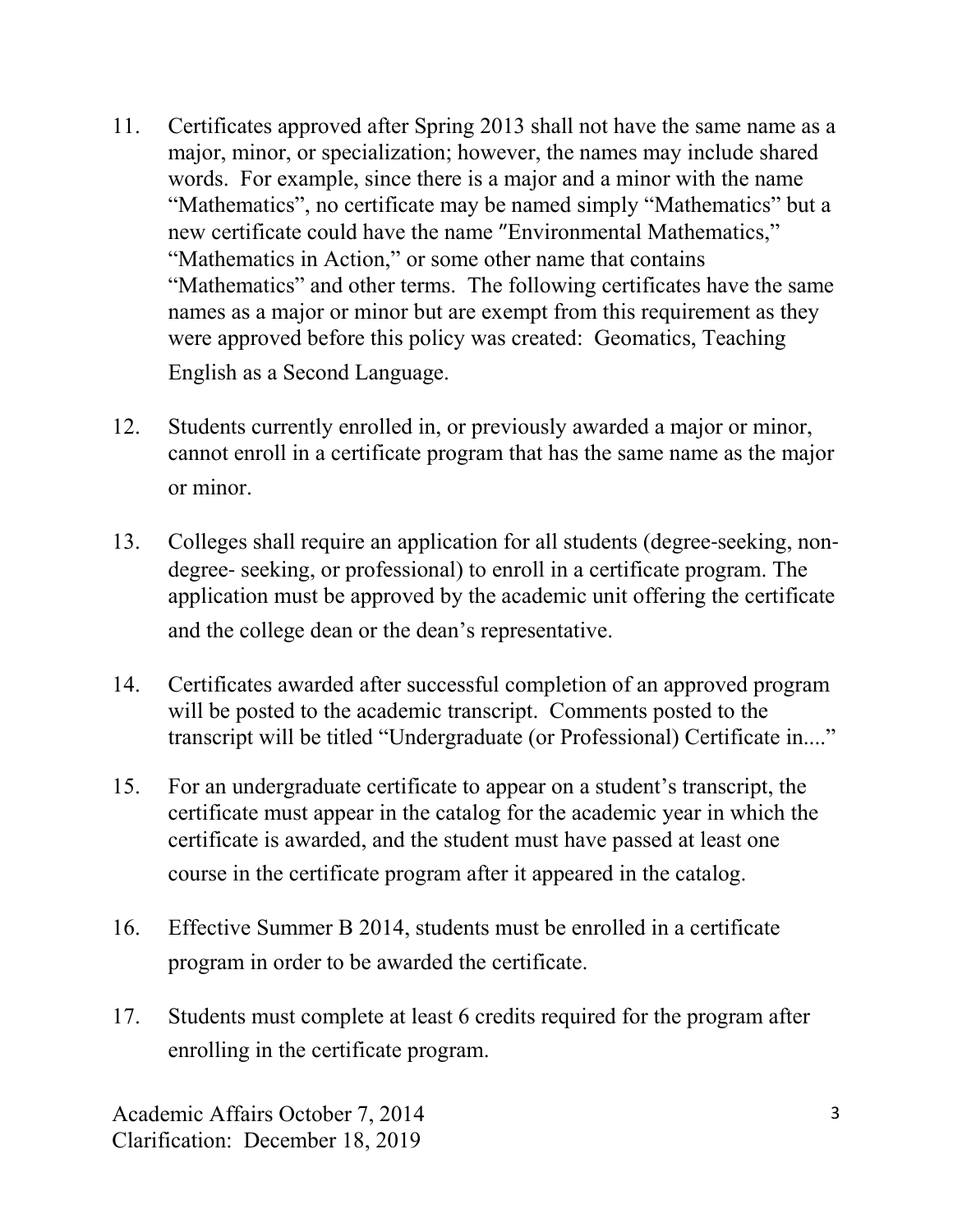11. Certificates approved after Spring 2013 shall not have the same name as a major, minor, or specialization; however, the names may include shared words. For example, since there is a major and a minor with the name "Mathematics", no certificate may be named simply "Mathematics" but a new certificate could have the name "Environmental Mathematics," "Mathematics in Action," or some other name that contains "Mathematics" and other terms. The following certificates have the same names as a major or minor but are exempt from this requirement as they were approved before this policy was created: Geomatics, Teaching English as a Second Language.

12. Students currently enrolled in, or previously awarded a major or minor, cannot enroll in a certificate program that has the same name as the major or minor.

13. Colleges shall require an application for all students (degree-seeking, non-degree- seeking, or professional) to enroll in a certificate program. The application must be approved by the academic unit offering the certificate and the college dean or the dean's representative.

14. Certificates awarded after successful completion of an approved program will be posted to the academic transcript. Comments posted to the transcript will be titled "Undergraduate (or Professional) Certificate in...."

15. For an undergraduate certificate to appear on a student's transcript, the certificate must appear in the catalog for the academic year in which the certificate is awarded, and the student must have passed at least one course in the certificate program after it appeared in the catalog.

16. Effective Summer B 2014, students must be enrolled in a certificate program in order to be awarded the certificate.

17. Students must complete at least 6 credits required for the program after enrolling in the certificate program.

Academic Affairs October 7, 2014
Clarification: December 18, 2019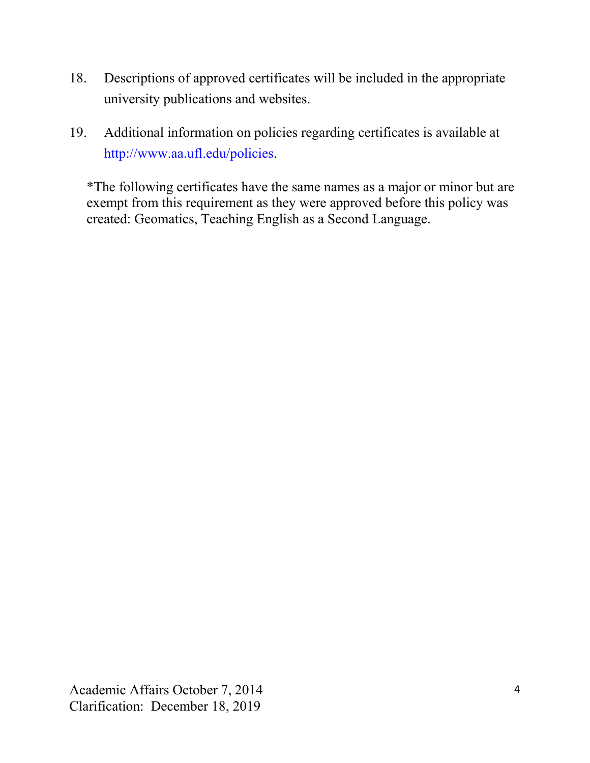18. Descriptions of approved certificates will be included in the appropriate university publications and websites.

19. Additional information on policies regarding certificates is available at http://www.aa.ufl.edu/policies.

*The following certificates have the same names as a major or minor but are exempt from this requirement as they were approved before this policy was created: Geomatics, Teaching English as a Second Language.

Academic Affairs October 7, 2014
Clarification: December 18, 2019